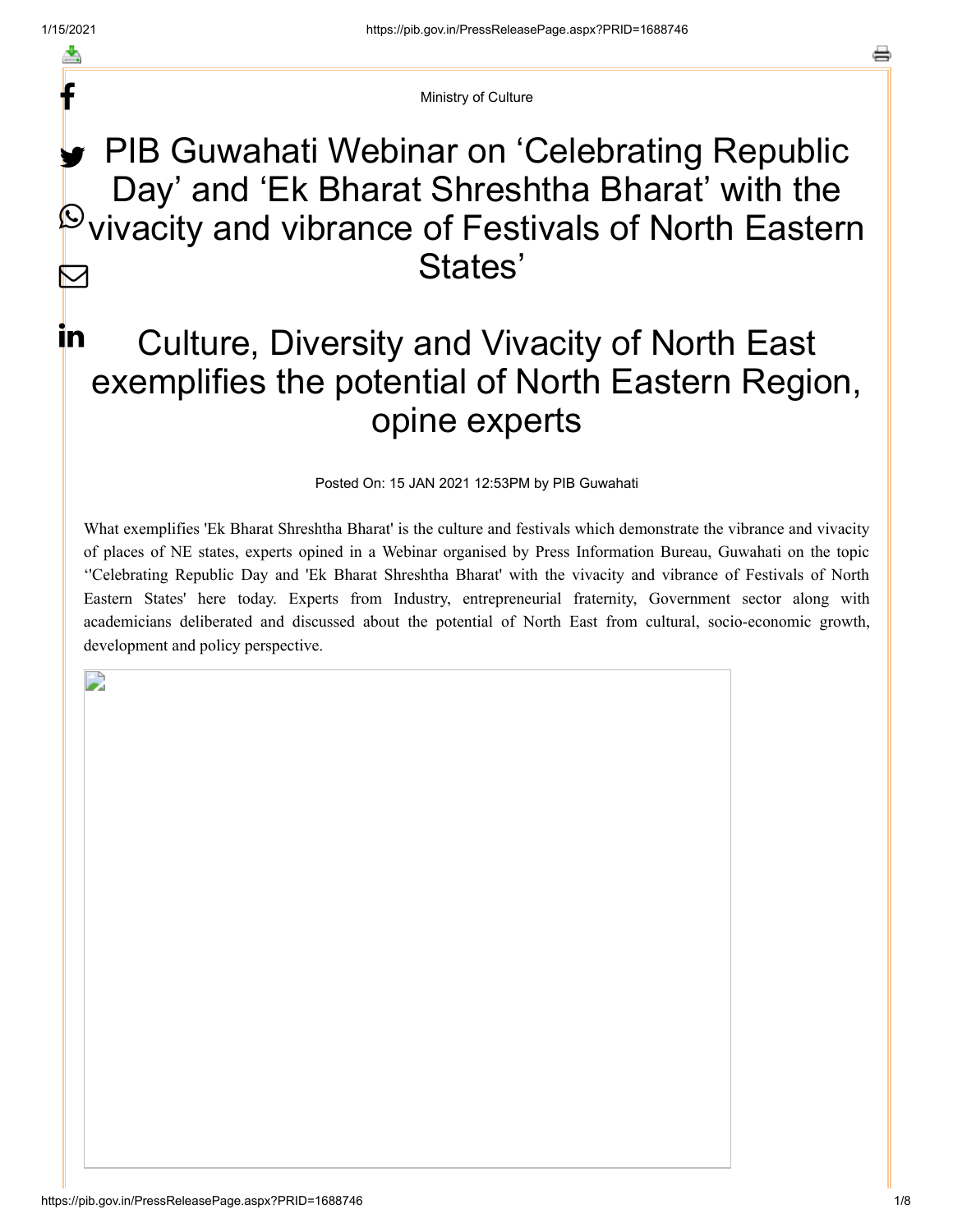Ministry of Culture

# PIB Guwahati Webinar on 'Celebrating Republic Day' and 'Ek Bharat Shreshtha Bharat' with the vivacity and vibrance of Festivals of North Eastern States'

## Culture, Diversity and Vivacity of North East exemplifies the potential of North Eastern Region, opine experts

Posted On: 15 JAN 2021 12:53PM by PIB Guwahati

What exemplifies 'Ek Bharat Shreshtha Bharat' is the culture and festivals which demonstrate the vibrance and vivacity of places of NE states, experts opined in a Webinar organised by Press Information Bureau, Guwahati on the topic ''Celebrating Republic Day and 'Ek Bharat Shreshtha Bharat' with the vivacity and vibrance of Festivals of North Eastern States' here today. Experts from Industry, entrepreneurial fraternity, Government sector along with academicians deliberated and discussed about the potential of North East from cultural, socio-economic growth, development and policy perspective.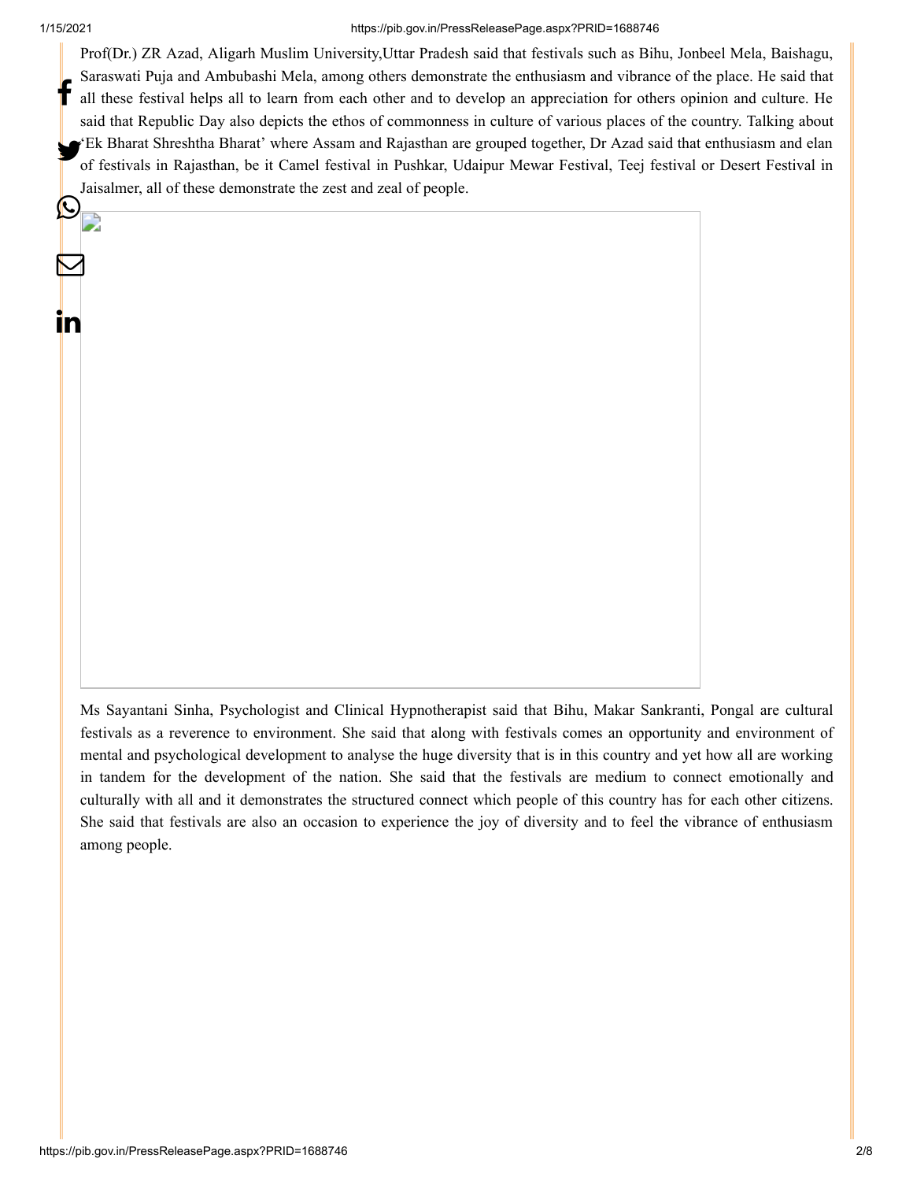Prof(Dr.) ZR Azad, Aligarh Muslim University,Uttar Pradesh said that festivals such as Bihu, Jonbeel Mela, Baishagu, Saraswati Puja and Ambubashi Mela, among others demonstrate the enthusiasm and vibrance of the place. He said that all these festival helps all to learn from each other and to develop an appreciation for others opinion and culture. He said that Republic Day also depicts the ethos of commonness in culture of various places of the country. Talking about 'Ek Bharat Shreshtha Bharat' where Assam and Rajasthan are grouped together, Dr Azad said that enthusiasm and elan of festivals in Rajasthan, be it Camel festival in Pushkar, Udaipur Mewar Festival, Teej festival or Desert Festival in Jaisalmer, all of these demonstrate the zest and zeal of people.

Ms Sayantani Sinha, Psychologist and Clinical Hypnotherapist said that Bihu, Makar Sankranti, Pongal are cultural festivals as a reverence to environment. She said that along with festivals comes an opportunity and environment of mental and psychological development to analyse the huge diversity that is in this country and yet how all are working in tandem for the development of the nation. She said that the festivals are medium to connect emotionally and culturally with all and it demonstrates the structured connect which people of this country has for each other citizens. She said that festivals are also an occasion to experience the joy of diversity and to feel the vibrance of enthusiasm among people.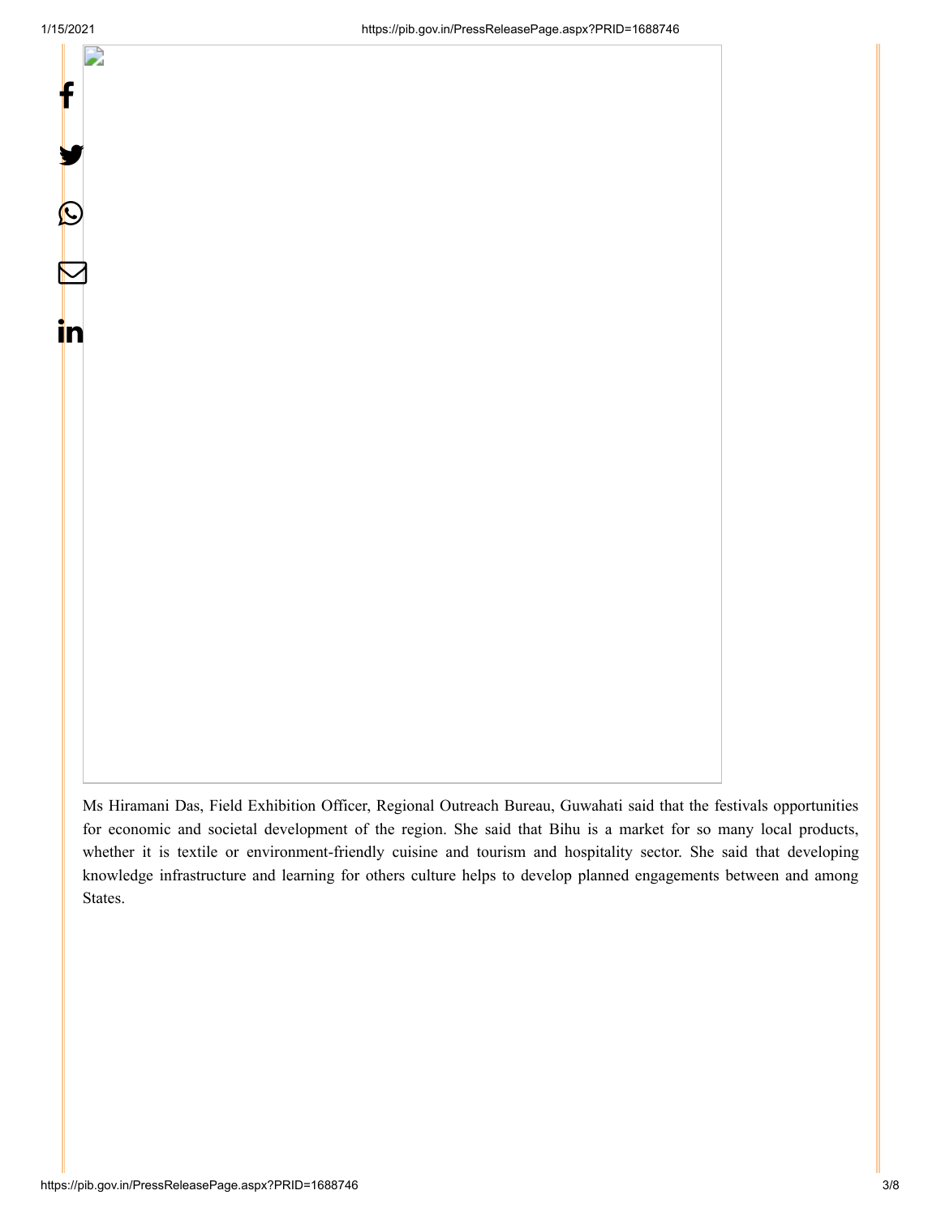Ms Hiramani Das, Field Exhibition Officer, Regional Outreach Bureau, Guwahati said that the festivals opportunities for economic and societal development of the region. She said that Bihu is a market for so many local products, whether it is textile or environment-friendly cuisine and tourism and hospitality sector. She said that developing knowledge infrastructure and learning for others culture helps to develop planned engagements between and among States.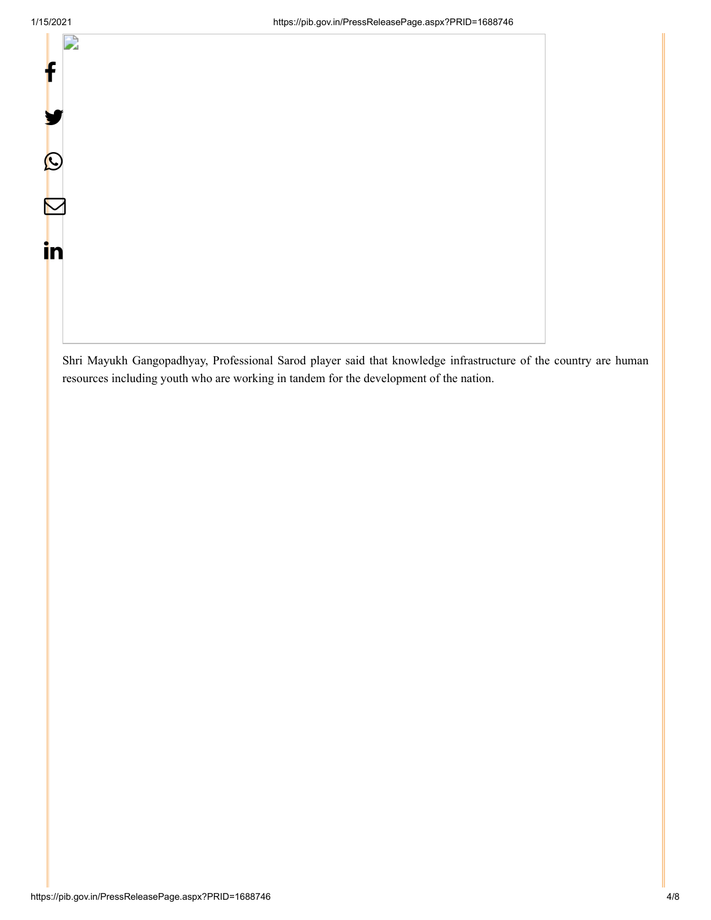Shri Mayukh Gangopadhyay, Professional Sarod player said that knowledge infrastructure of the country are human resources including youth who are working in tandem for the development of the nation.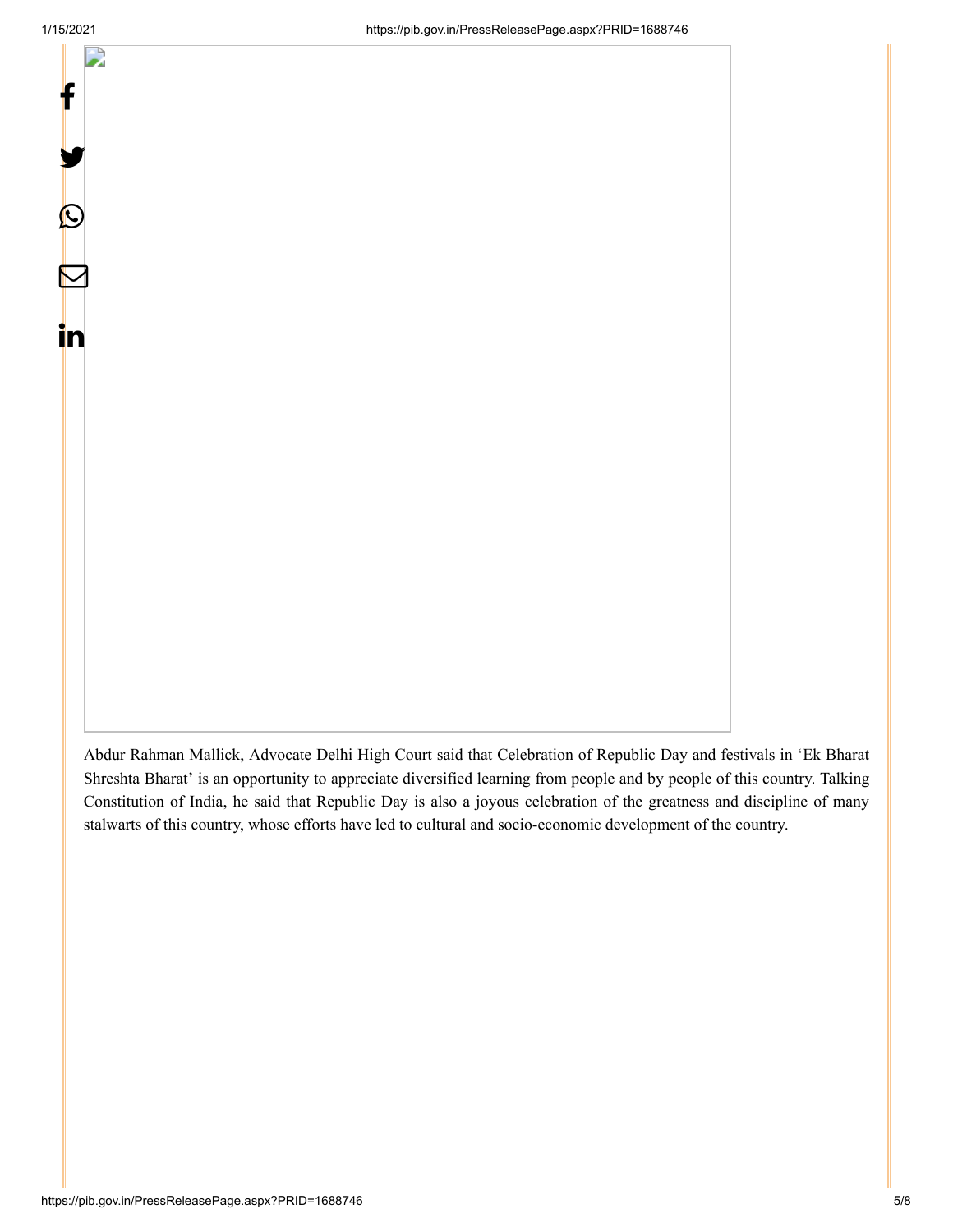Abdur Rahman Mallick, Advocate Delhi High Court said that Celebration of Republic Day and festivals in 'Ek Bharat Shreshta Bharat' is an opportunity to appreciate diversified learning from people and by people of this country. Talking Constitution of India, he said that Republic Day is also a joyous celebration of the greatness and discipline of many stalwarts of this country, whose efforts have led to cultural and socio-economic development of the country.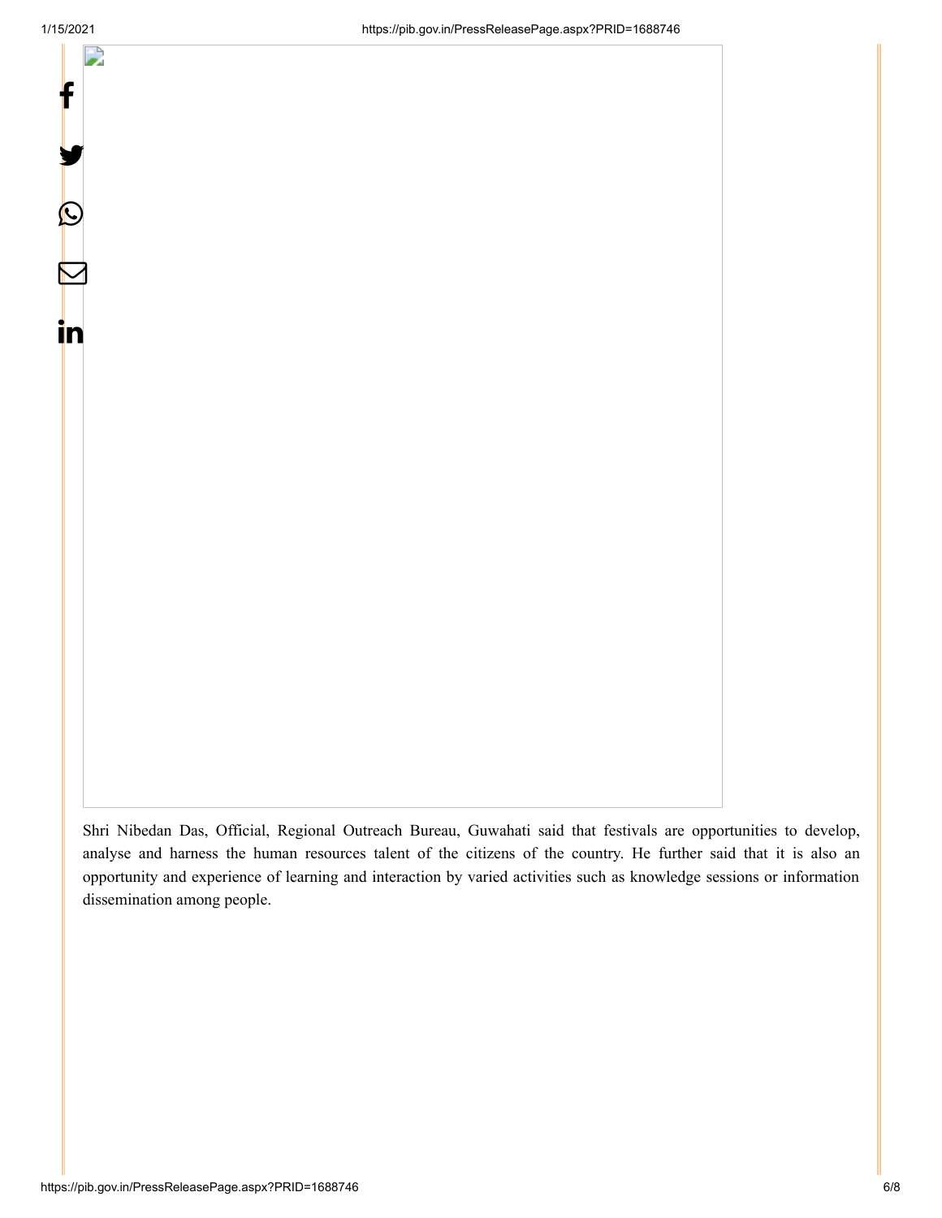Shri Nibedan Das, Official, Regional Outreach Bureau, Guwahati said that festivals are opportunities to develop, analyse and harness the human resources talent of the citizens of the country. He further said that it is also an opportunity and experience of learning and interaction by varied activities such as knowledge sessions or information dissemination among people.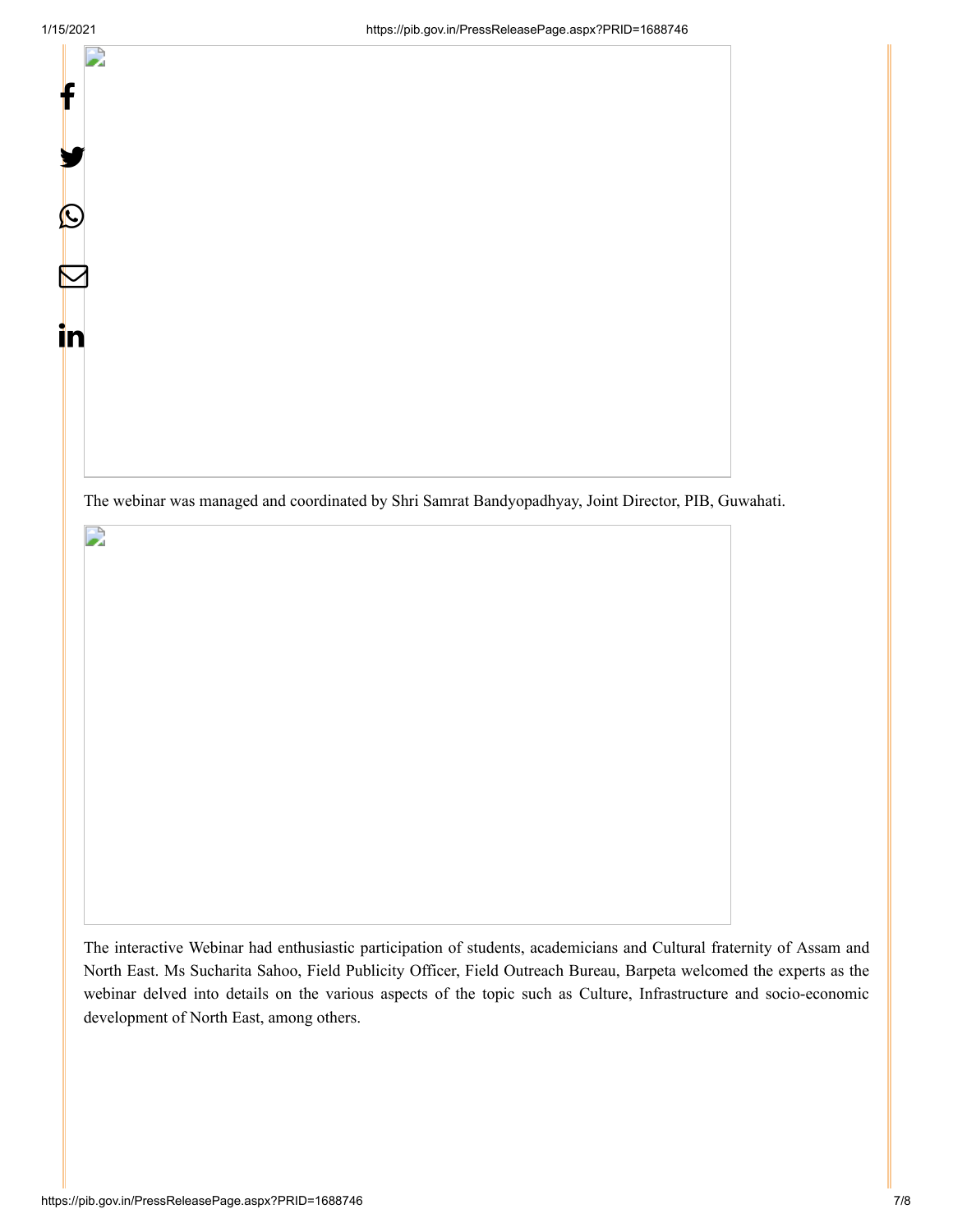The webinar was managed and coordinated by Shri Samrat Bandyopadhyay, Joint Director, PIB, Guwahati.

The interactive Webinar had enthusiastic participation of students, academicians and Cultural fraternity of Assam and North East. Ms Sucharita Sahoo, Field Publicity Officer, Field Outreach Bureau, Barpeta welcomed the experts as the webinar delved into details on the various aspects of the topic such as Culture, Infrastructure and socio-economic development of North East, among others.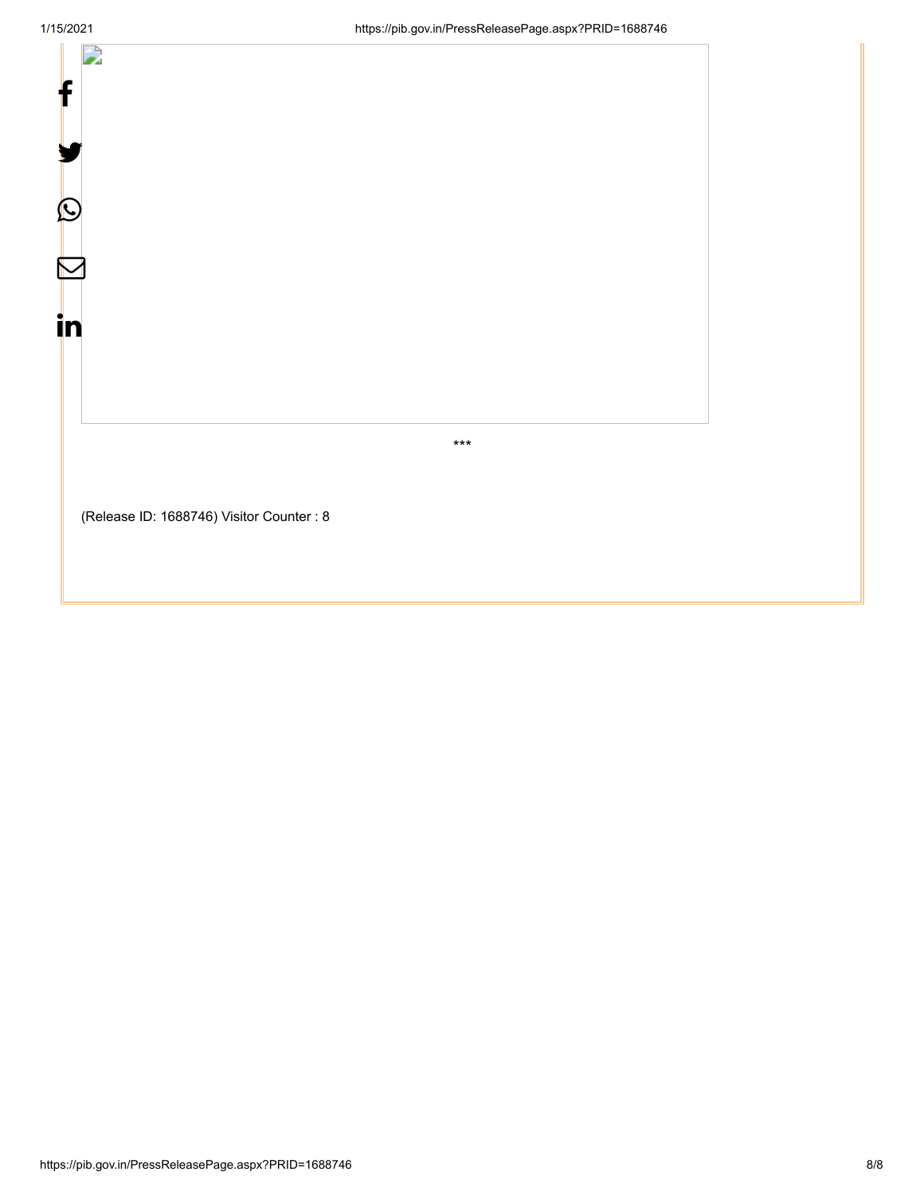***

(Release ID: 1688746) Visitor Counter : 8